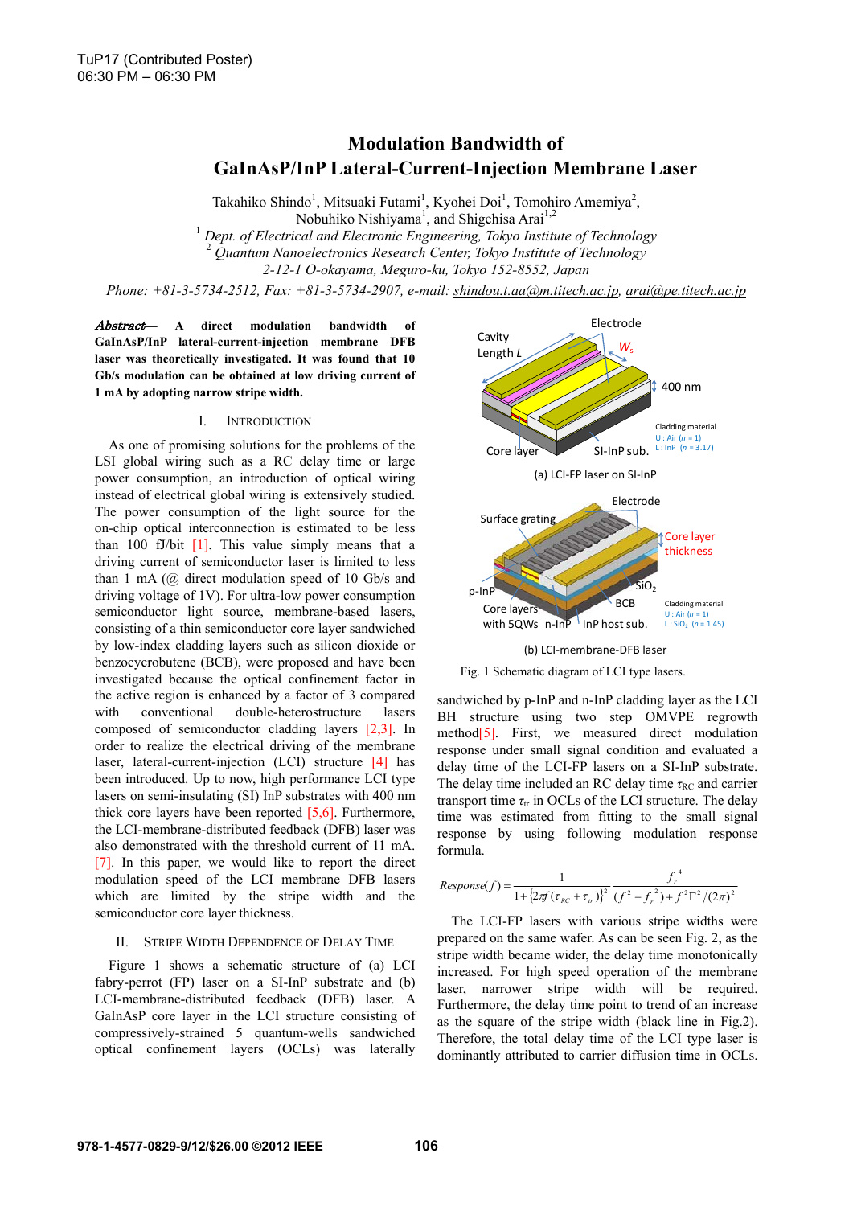# Modulation Bandwidth of GaInAsP/InP Lateral-Current-Injection Membrane Laser

Takahiko Shindo[1], Mitsuaki Futami[1], Kyohei Doi[1], Tomohiro Amemiya[2], Nobuhiko Nishiyama[1], and Shigehisa Arai[1,2]

[1] *Dept. of Electrical and Electronic Engineering, Tokyo Institute of Technology*
[2] *Quantum Nanoelectronics Research Center, Tokyo Institute of Technology*
*2-12-1 O-okayama, Meguro-ku, Tokyo 152-8552, Japan*
*Phone: +81-3-5734-2512, Fax: +81-3-5734-2907, e-mail: shindou.t.aa@m.titech.ac.jp, arai@pe.titech.ac.jp*

***Abstract*— A direct modulation bandwidth of GaInAsP/InP lateral-current-injection membrane DFB laser was theoretically investigated. It was found that 10 Gb/s modulation can be obtained at low driving current of 1 mA by adopting narrow stripe width.**

## I. Introduction

As one of promising solutions for the problems of the LSI global wiring such as a RC delay time or large power consumption, an introduction of optical wiring instead of electrical global wiring is extensively studied. The power consumption of the light source for the on-chip optical interconnection is estimated to be less than 100 fJ/bit [1]. This value simply means that a driving current of semiconductor laser is limited to less than 1 mA (@ direct modulation speed of 10 Gb/s and driving voltage of 1V). For ultra-low power consumption semiconductor light source, membrane-based lasers, consisting of a thin semiconductor core layer sandwiched by low-index cladding layers such as silicon dioxide or benzocyclobutene (BCB), were proposed and have been investigated because the optical confinement factor in the active region is enhanced by a factor of 3 compared with conventional double-heterostructure lasers composed of semiconductor cladding layers [2,3]. In order to realize the electrical driving of the membrane laser, lateral-current-injection (LCI) structure [4] has been introduced. Up to now, high performance LCI type lasers on semi-insulating (SI) InP substrates with 400 nm thick core layers have been reported [5,6]. Furthermore, the LCI-membrane-distributed feedback (DFB) laser was also demonstrated with the threshold current of 11 mA. [7]. In this paper, we would like to report the direct modulation speed of the LCI membrane DFB lasers which are limited by the stripe width and the semiconductor core layer thickness.

## II. Stripe Width Dependence of Delay Time

Figure 1 shows a schematic structure of (a) LCI fabry-perot (FP) laser on a SI-InP substrate and (b) LCI-membrane-distributed feedback (DFB) laser. A GaInAsP core layer in the LCI structure consisting of compressively-strained 5 quantum-wells sandwiched optical confinement layers (OCLs) was laterally sandwiched by p-InP and n-InP cladding layer as the LCI BH structure using two step OMVPE regrowth method[5]. First, we measured direct modulation response under small signal condition and evaluated a delay time of the LCI-FP lasers on a SI-InP substrate. The delay time included an RC delay time $\tau_{RC}$ and carrier transport time $\tau_{tr}$ in OCLs of the LCI structure. The delay time was estimated from fitting to the small signal response by using following modulation response formula.

$$Response(f) = \frac{1}{1+\{2\pi f(\tau_{RC}+\tau_{tr})\}^2}\cdot\frac{f_r^{\,4}}{(f^2-f_r^{\,2})+f^2\Gamma^2/(2\pi)^2}$$

Fig. 1 Schematic diagram of LCI type lasers. (a) LCI-FP laser on SI-InP (b) LCI-membrane-DFB laser

The LCI-FP lasers with various stripe widths were prepared on the same wafer. As can be seen Fig. 2, as the stripe width became wider, the delay time monotonically increased. For high speed operation of the membrane laser, narrower stripe width will be required. Furthermore, the delay time point to trend of an increase as the square of the stripe width (black line in Fig.2). Therefore, the total delay time of the LCI type laser is dominantly attributed to carrier diffusion time in OCLs.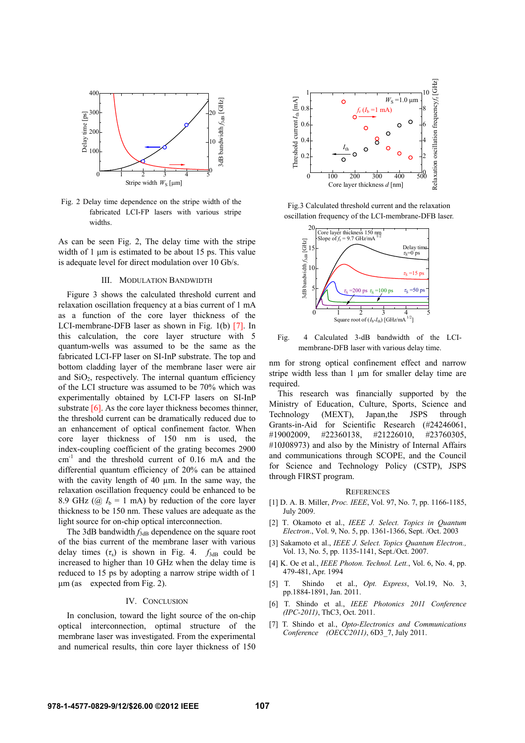400
300
200
100
0
Delay time [ps]
20
10
0
3dB bandwidth $f_{3dB}$ [GHz]
0 1 2 3 4 5
Stripe width $W_S$ [μm]

Fig. 2 Delay time dependence on the stripe width of the fabricated LCI-FP lasers with various stripe widths.

As can be seen Fig. 2, The delay time with the stripe width of 1 μm is estimated to be about 15 ps. This value is adequate level for direct modulation over 10 Gb/s.

## III. Modulation Bandwidth

Figure 3 shows the calculated threshold current and relaxation oscillation frequency at a bias current of 1 mA as a function of the core layer thickness of the LCI-membrane-DFB laser as shown in Fig. 1(b) [7]. In this calculation, the core layer structure with 5 quantum-wells was assumed to be the same as the fabricated LCI-FP laser on SI-InP substrate. The top and bottom cladding layer of the membrane laser were air and $SiO_2$, respectively. The internal quantum efficiency of the LCI structure was assumed to be 70% which was experimentally obtained by LCI-FP lasers on SI-InP substrate [6]. As the core layer thickness becomes thinner, the threshold current can be dramatically reduced due to an enhancement of optical confinement factor. When core layer thickness of 150 nm is used, the index-coupling coefficient of the grating becomes 2900 $cm^{-1}$ and the threshold current of 0.16 mA and the differential quantum efficiency of 20% can be attained with the cavity length of 40 μm. In the same way, the relaxation oscillation frequency could be enhanced to be 8.9 GHz (@ $I_b$ = 1 mA) by reduction of the core layer thickness to be 150 nm. These values are adequate as the light source for on-chip optical interconnection.

The 3dB bandwidth $f_{3dB}$ dependence on the square root of the bias current of the membrane laser with various delay times ($\tau_s$) is shown in Fig. 4. $f_{3dB}$ could be increased to higher than 10 GHz when the delay time is reduced to 15 ps by adopting a narrow stripe width of 1 μm (as expected from Fig. 2).

## IV. Conclusion

In conclusion, toward the light source of the on-chip optical interconnection, optimal structure of the membrane laser was investigated. From the experimental and numerical results, thin core layer thickness of 150 nm for strong optical confinement effect and narrow stripe width less than 1 μm for smaller delay time are required.

1
0.8
0.6
0.4
0.2
0
Threshold current $I_{th}$ [mA]
10
8
6
4
2
0
Relaxation oscillation frequency $f_r$ [GHz]
$W_S$ =1.0 μm
$f_r$ ($I_b$ =1 mA)
$I_{th}$
100 200 300 400 500
Core layer thickness $d$ [nm]

Fig.3 Calculated threshold current and the relaxation oscillation frequency of the LCI-membrane-DFB laser.

20
15
10
5
0
3dB bandwidth $f_{3dB}$ [GHz]
Core layer thickness 150 nm
Slope of $f_r$ = 9.7 GHz/mA$^{1/2}$
Delay time
$\tau_S$=0 ps
$\tau_S$ =15 ps
$\tau_S$ =200 ps $\tau_S$ =100 ps $\tau_S$ =50 ps
0 1 2 3 4 5
Square root of ($I_b$-$I_{th}$) [GHz/mA$^{1/2}$]

Fig. 4 Calculated 3-dB bandwidth of the LCI-membrane-DFB laser with various delay time.

This research was financially supported by the Ministry of Education, Culture, Sports, Science and Technology (MEXT), Japan,the JSPS through Grants-in-Aid for Scientific Research (#24246061, #19002009, #22360138, #21226010, #23760305, #10J08973) and also by the Ministry of Internal Affairs and communications through SCOPE, and the Council for Science and Technology Policy (CSTP), JSPS through FIRST program.

## References

[1] D. A. B. Miller, *Proc. IEEE*, Vol. 97, No. 7, pp. 1166-1185, July 2009.

[2] T. Okamoto et al., *IEEE J. Select. Topics in Quantum Electron*., Vol. 9, No. 5, pp. 1361-1366, Sept. /Oct. 2003

[3] Sakamoto et al., *IEEE J. Select. Topics Quantum Electron.*, Vol. 13, No. 5, pp. 1135-1141, Sept./Oct. 2007.

[4] K. Oe et al., *IEEE Photon. Technol. Lett.*, Vol. 6, No. 4, pp. 479-481, Apr. 1994

[5] T. Shindo et al., *Opt. Express*, Vol.19, No. 3, pp.1884-1891, Jan. 2011.

[6] T. Shindo et al., *IEEE Photonics 2011 Conference (IPC-2011)*, ThC3, Oct. 2011.

[7] T. Shindo et al., *Opto-Electronics and Communications Conference (OECC2011)*, 6D3_7, July 2011.